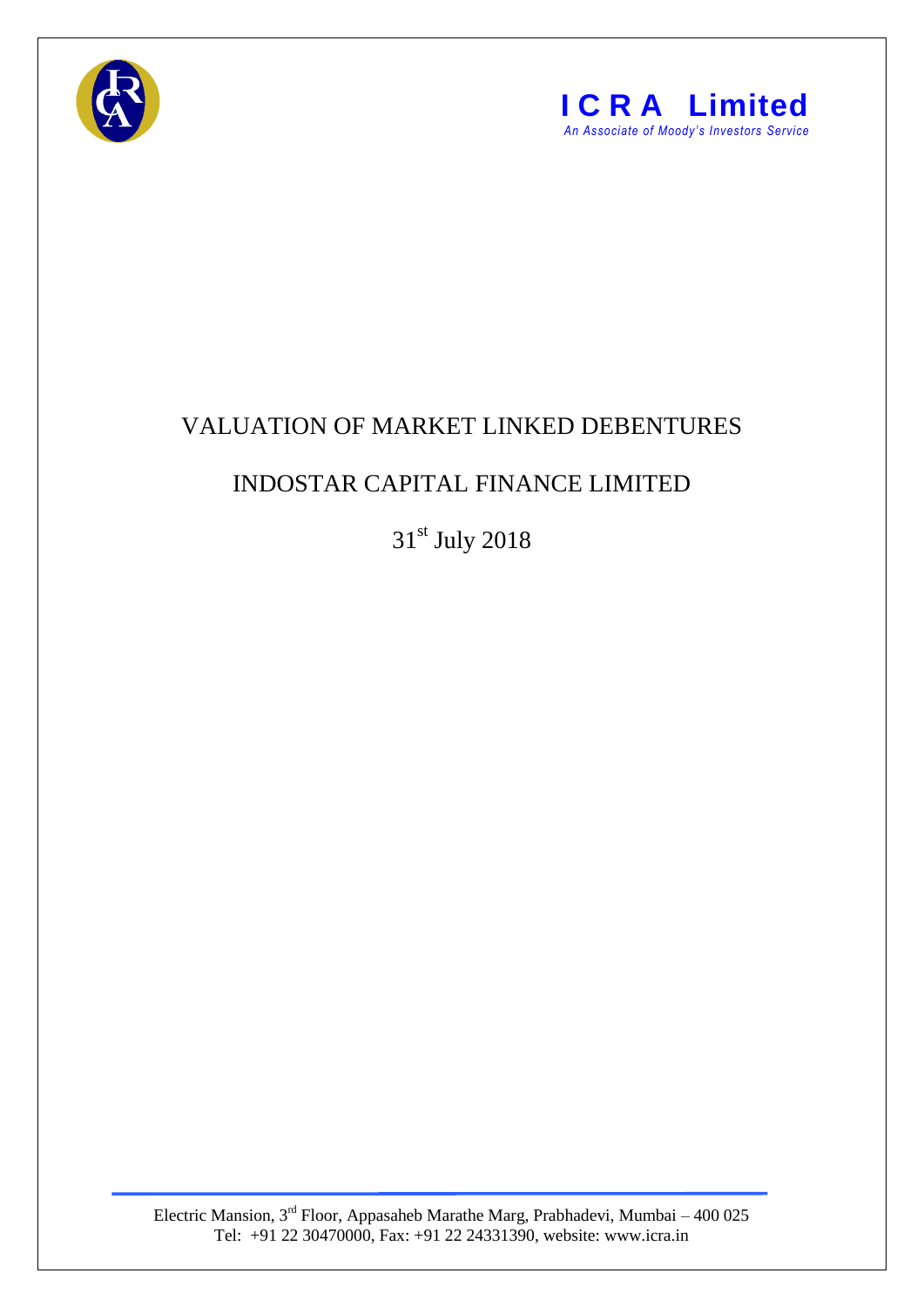**ICRA Limited**
*An Associate of Moody's Investors Service*

# VALUATION OF MARKET LINKED DEBENTURES

## INDOSTAR CAPITAL FINANCE LIMITED

31st July 2018

Electric Mansion, 3rd Floor, Appasaheb Marathe Marg, Prabhadevi, Mumbai – 400 025
Tel: +91 22 30470000, Fax: +91 22 24331390, website: www.icra.in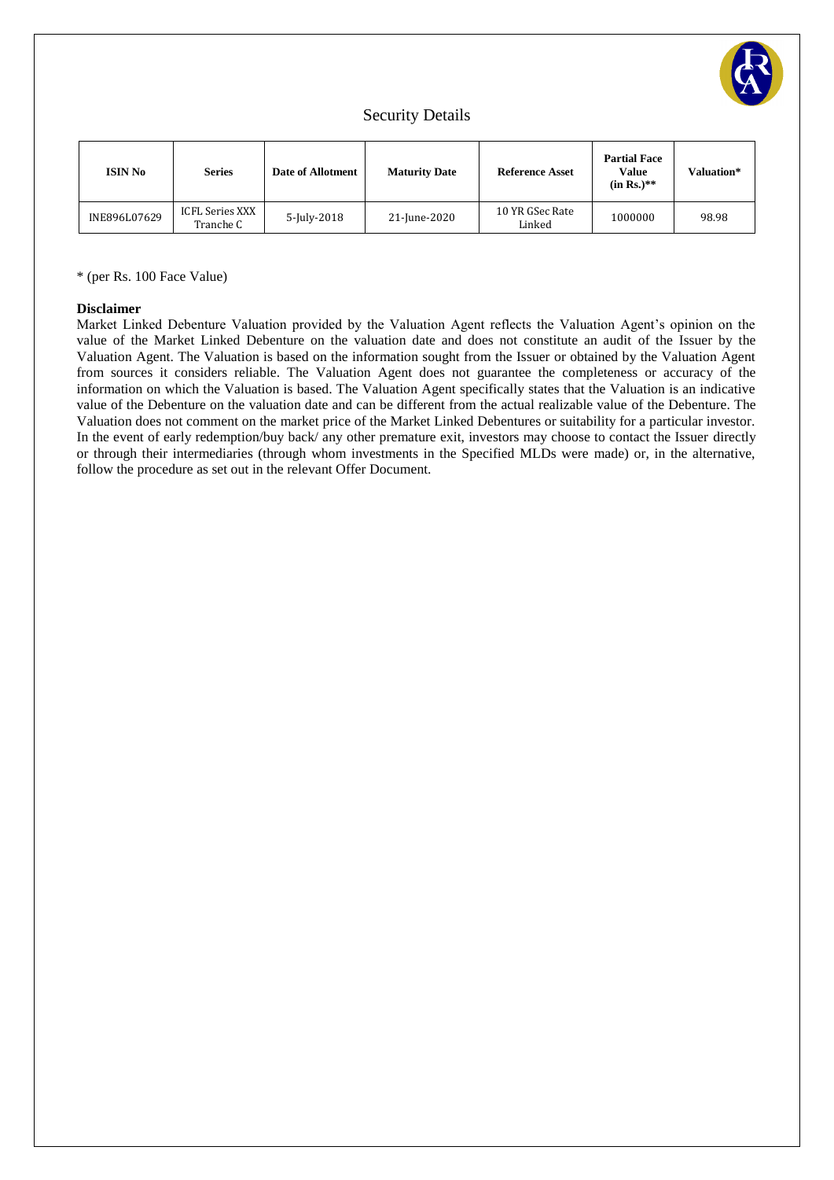## Security Details

| ISIN No | Series | Date of Allotment | Maturity Date | Reference Asset | Partial Face Value (in Rs.)** | Valuation* |
|---|---|---|---|---|---|---|
| INE896L07629 | ICFL Series XXX Tranche C | 5-July-2018 | 21-June-2020 | 10 YR GSec Rate Linked | 1000000 | 98.98 |

* (per Rs. 100 Face Value)

**Disclaimer**

Market Linked Debenture Valuation provided by the Valuation Agent reflects the Valuation Agent's opinion on the value of the Market Linked Debenture on the valuation date and does not constitute an audit of the Issuer by the Valuation Agent. The Valuation is based on the information sought from the Issuer or obtained by the Valuation Agent from sources it considers reliable. The Valuation Agent does not guarantee the completeness or accuracy of the information on which the Valuation is based. The Valuation Agent specifically states that the Valuation is an indicative value of the Debenture on the valuation date and can be different from the actual realizable value of the Debenture. The Valuation does not comment on the market price of the Market Linked Debentures or suitability for a particular investor. In the event of early redemption/buy back/ any other premature exit, investors may choose to contact the Issuer directly or through their intermediaries (through whom investments in the Specified MLDs were made) or, in the alternative, follow the procedure as set out in the relevant Offer Document.